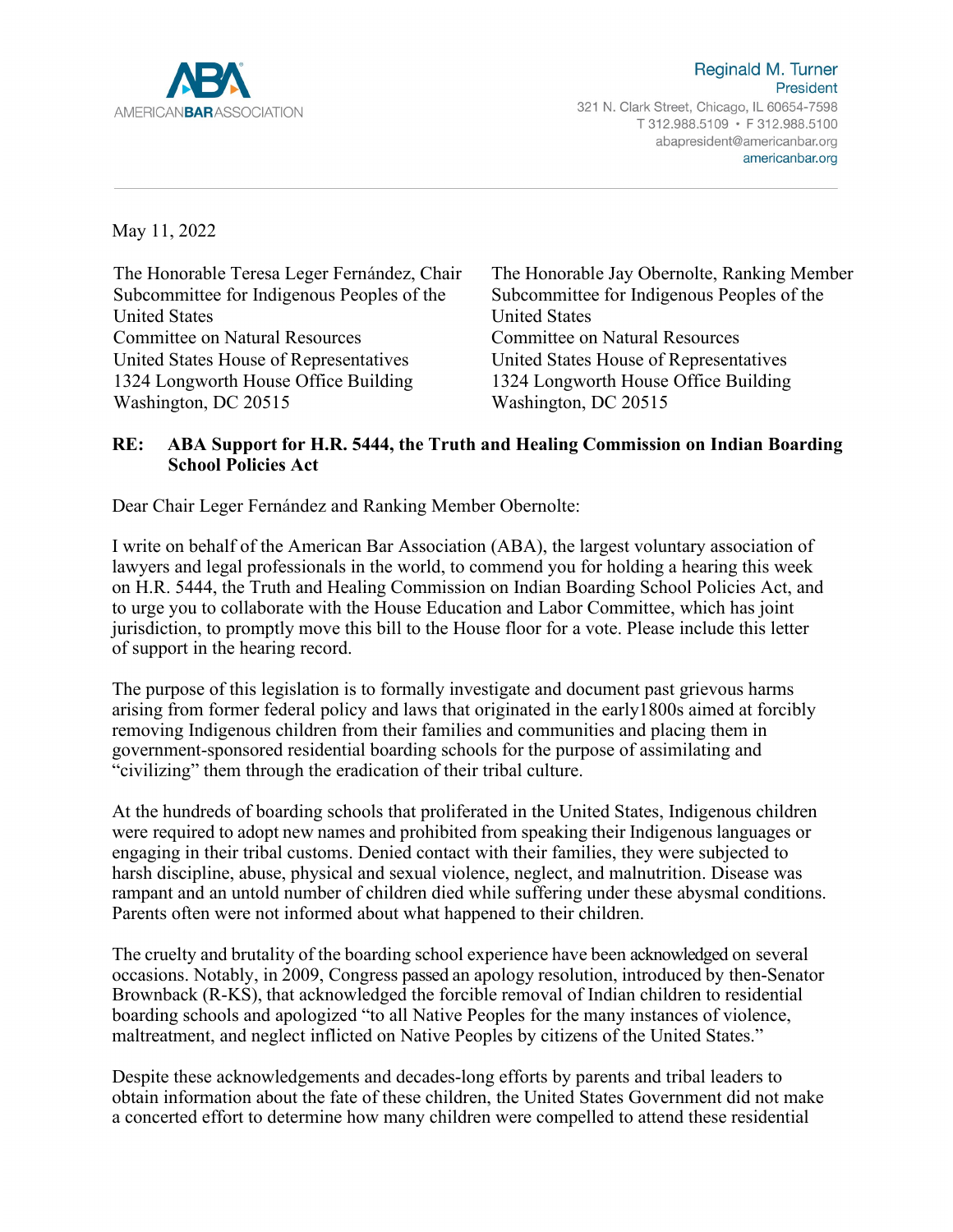AMERICANBARASSOCIATION

Reginald M. Turner
President
321 N. Clark Street, Chicago, IL 60654-7598
T 312.988.5109 • F 312.988.5100
abapresident@americanbar.org
americanbar.org

May 11, 2022

The Honorable Teresa Leger Fernández, Chair
Subcommittee for Indigenous Peoples of the United States
Committee on Natural Resources
United States House of Representatives
1324 Longworth House Office Building
Washington, DC 20515

The Honorable Jay Obernolte, Ranking Member
Subcommittee for Indigenous Peoples of the United States
Committee on Natural Resources
United States House of Representatives
1324 Longworth House Office Building
Washington, DC 20515

**RE: ABA Support for H.R. 5444, the Truth and Healing Commission on Indian Boarding School Policies Act**

Dear Chair Leger Fernández and Ranking Member Obernolte:

I write on behalf of the American Bar Association (ABA), the largest voluntary association of lawyers and legal professionals in the world, to commend you for holding a hearing this week on H.R. 5444, the Truth and Healing Commission on Indian Boarding School Policies Act, and to urge you to collaborate with the House Education and Labor Committee, which has joint jurisdiction, to promptly move this bill to the House floor for a vote. Please include this letter of support in the hearing record.

The purpose of this legislation is to formally investigate and document past grievous harms arising from former federal policy and laws that originated in the early1800s aimed at forcibly removing Indigenous children from their families and communities and placing them in government-sponsored residential boarding schools for the purpose of assimilating and "civilizing" them through the eradication of their tribal culture.

At the hundreds of boarding schools that proliferated in the United States, Indigenous children were required to adopt new names and prohibited from speaking their Indigenous languages or engaging in their tribal customs. Denied contact with their families, they were subjected to harsh discipline, abuse, physical and sexual violence, neglect, and malnutrition. Disease was rampant and an untold number of children died while suffering under these abysmal conditions. Parents often were not informed about what happened to their children.

The cruelty and brutality of the boarding school experience have been acknowledged on several occasions. Notably, in 2009, Congress passed an apology resolution, introduced by then-Senator Brownback (R-KS), that acknowledged the forcible removal of Indian children to residential boarding schools and apologized "to all Native Peoples for the many instances of violence, maltreatment, and neglect inflicted on Native Peoples by citizens of the United States."

Despite these acknowledgements and decades-long efforts by parents and tribal leaders to obtain information about the fate of these children, the United States Government did not make a concerted effort to determine how many children were compelled to attend these residential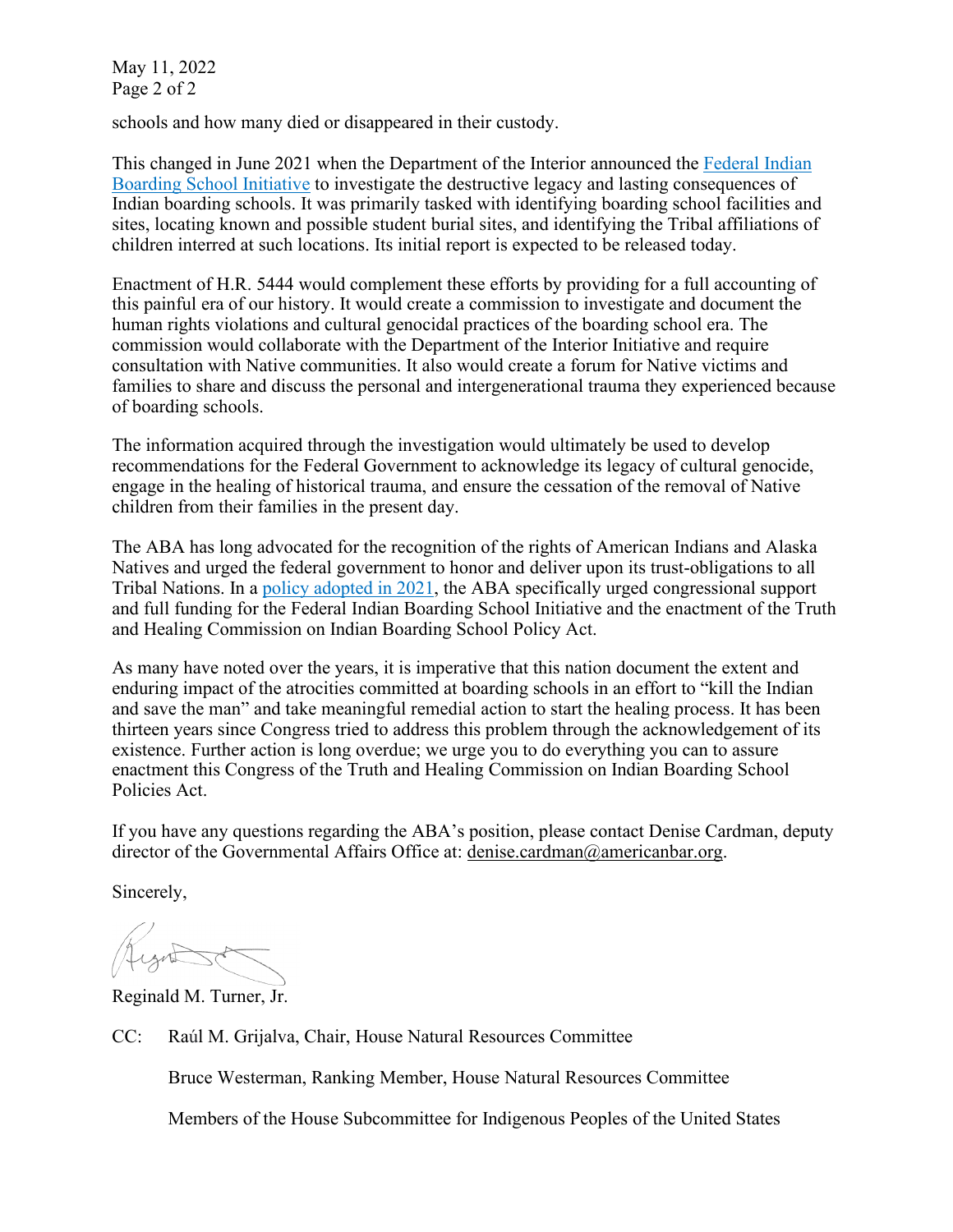schools and how many died or disappeared in their custody.

This changed in June 2021 when the Department of the Interior announced the Federal Indian Boarding School Initiative to investigate the destructive legacy and lasting consequences of Indian boarding schools. It was primarily tasked with identifying boarding school facilities and sites, locating known and possible student burial sites, and identifying the Tribal affiliations of children interred at such locations. Its initial report is expected to be released today.

Enactment of H.R. 5444 would complement these efforts by providing for a full accounting of this painful era of our history. It would create a commission to investigate and document the human rights violations and cultural genocidal practices of the boarding school era. The commission would collaborate with the Department of the Interior Initiative and require consultation with Native communities. It also would create a forum for Native victims and families to share and discuss the personal and intergenerational trauma they experienced because of boarding schools.

The information acquired through the investigation would ultimately be used to develop recommendations for the Federal Government to acknowledge its legacy of cultural genocide, engage in the healing of historical trauma, and ensure the cessation of the removal of Native children from their families in the present day.

The ABA has long advocated for the recognition of the rights of American Indians and Alaska Natives and urged the federal government to honor and deliver upon its trust-obligations to all Tribal Nations. In a policy adopted in 2021, the ABA specifically urged congressional support and full funding for the Federal Indian Boarding School Initiative and the enactment of the Truth and Healing Commission on Indian Boarding School Policy Act.

As many have noted over the years, it is imperative that this nation document the extent and enduring impact of the atrocities committed at boarding schools in an effort to "kill the Indian and save the man" and take meaningful remedial action to start the healing process. It has been thirteen years since Congress tried to address this problem through the acknowledgement of its existence. Further action is long overdue; we urge you to do everything you can to assure enactment this Congress of the Truth and Healing Commission on Indian Boarding School Policies Act.

If you have any questions regarding the ABA's position, please contact Denise Cardman, deputy director of the Governmental Affairs Office at: denise.cardman@americanbar.org.

Sincerely,

Reginald M. Turner, Jr.

CC: Raúl M. Grijalva, Chair, House Natural Resources Committee

Bruce Westerman, Ranking Member, House Natural Resources Committee

Members of the House Subcommittee for Indigenous Peoples of the United States